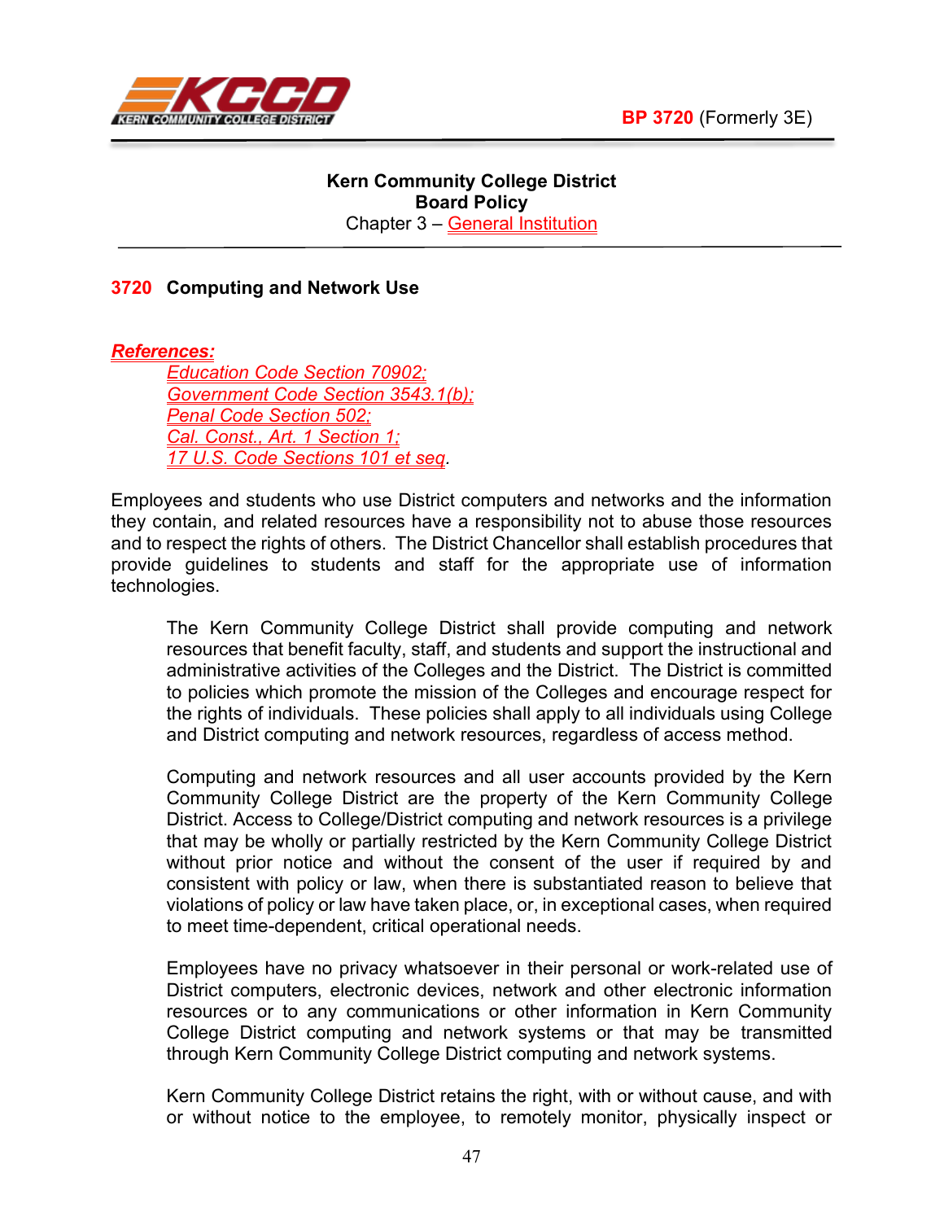BP 3720 (Formerly 3E)

**Kern Community College District**
**Board Policy**
Chapter 3 – General Institution

## 3720 Computing and Network Use

***References:***

*Education Code Section 70902;*
*Government Code Section 3543.1(b);*
*Penal Code Section 502;*
*Cal. Const., Art. 1 Section 1;*
*17 U.S. Code Sections 101 et seq.*

Employees and students who use District computers and networks and the information they contain, and related resources have a responsibility not to abuse those resources and to respect the rights of others. The District Chancellor shall establish procedures that provide guidelines to students and staff for the appropriate use of information technologies.

The Kern Community College District shall provide computing and network resources that benefit faculty, staff, and students and support the instructional and administrative activities of the Colleges and the District. The District is committed to policies which promote the mission of the Colleges and encourage respect for the rights of individuals. These policies shall apply to all individuals using College and District computing and network resources, regardless of access method.

Computing and network resources and all user accounts provided by the Kern Community College District are the property of the Kern Community College District. Access to College/District computing and network resources is a privilege that may be wholly or partially restricted by the Kern Community College District without prior notice and without the consent of the user if required by and consistent with policy or law, when there is substantiated reason to believe that violations of policy or law have taken place, or, in exceptional cases, when required to meet time-dependent, critical operational needs.

Employees have no privacy whatsoever in their personal or work-related use of District computers, electronic devices, network and other electronic information resources or to any communications or other information in Kern Community College District computing and network systems or that may be transmitted through Kern Community College District computing and network systems.

Kern Community College District retains the right, with or without cause, and with or without notice to the employee, to remotely monitor, physically inspect or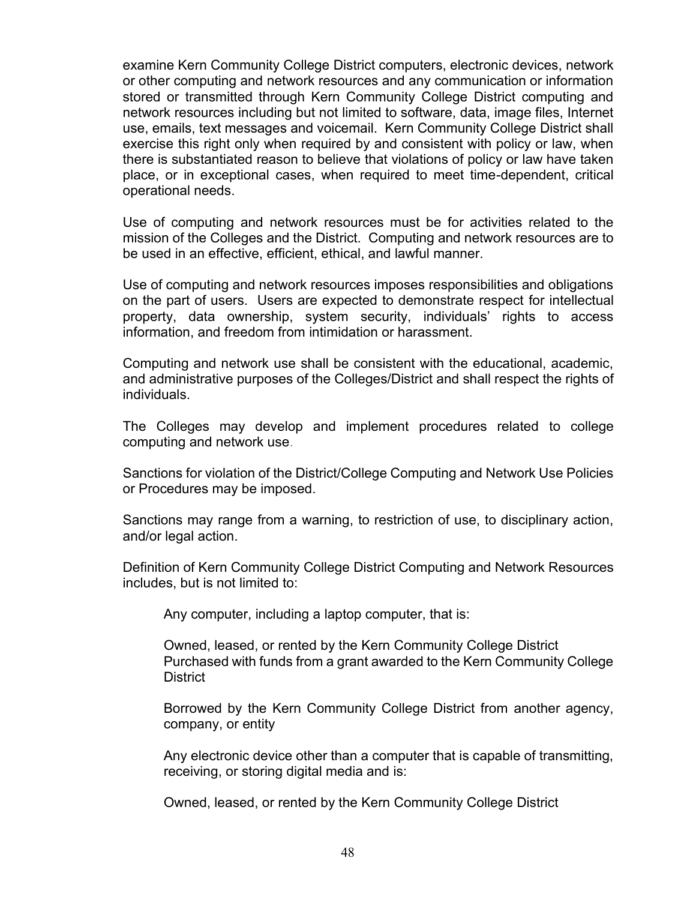examine Kern Community College District computers, electronic devices, network or other computing and network resources and any communication or information stored or transmitted through Kern Community College District computing and network resources including but not limited to software, data, image files, Internet use, emails, text messages and voicemail. Kern Community College District shall exercise this right only when required by and consistent with policy or law, when there is substantiated reason to believe that violations of policy or law have taken place, or in exceptional cases, when required to meet time-dependent, critical operational needs.

Use of computing and network resources must be for activities related to the mission of the Colleges and the District. Computing and network resources are to be used in an effective, efficient, ethical, and lawful manner.

Use of computing and network resources imposes responsibilities and obligations on the part of users. Users are expected to demonstrate respect for intellectual property, data ownership, system security, individuals' rights to access information, and freedom from intimidation or harassment.

Computing and network use shall be consistent with the educational, academic, and administrative purposes of the Colleges/District and shall respect the rights of individuals.

The Colleges may develop and implement procedures related to college computing and network use.

Sanctions for violation of the District/College Computing and Network Use Policies or Procedures may be imposed.

Sanctions may range from a warning, to restriction of use, to disciplinary action, and/or legal action.

Definition of Kern Community College District Computing and Network Resources includes, but is not limited to:

> Any computer, including a laptop computer, that is:
>
> Owned, leased, or rented by the Kern Community College District
> Purchased with funds from a grant awarded to the Kern Community College District
>
> Borrowed by the Kern Community College District from another agency, company, or entity
>
> Any electronic device other than a computer that is capable of transmitting, receiving, or storing digital media and is:
>
> Owned, leased, or rented by the Kern Community College District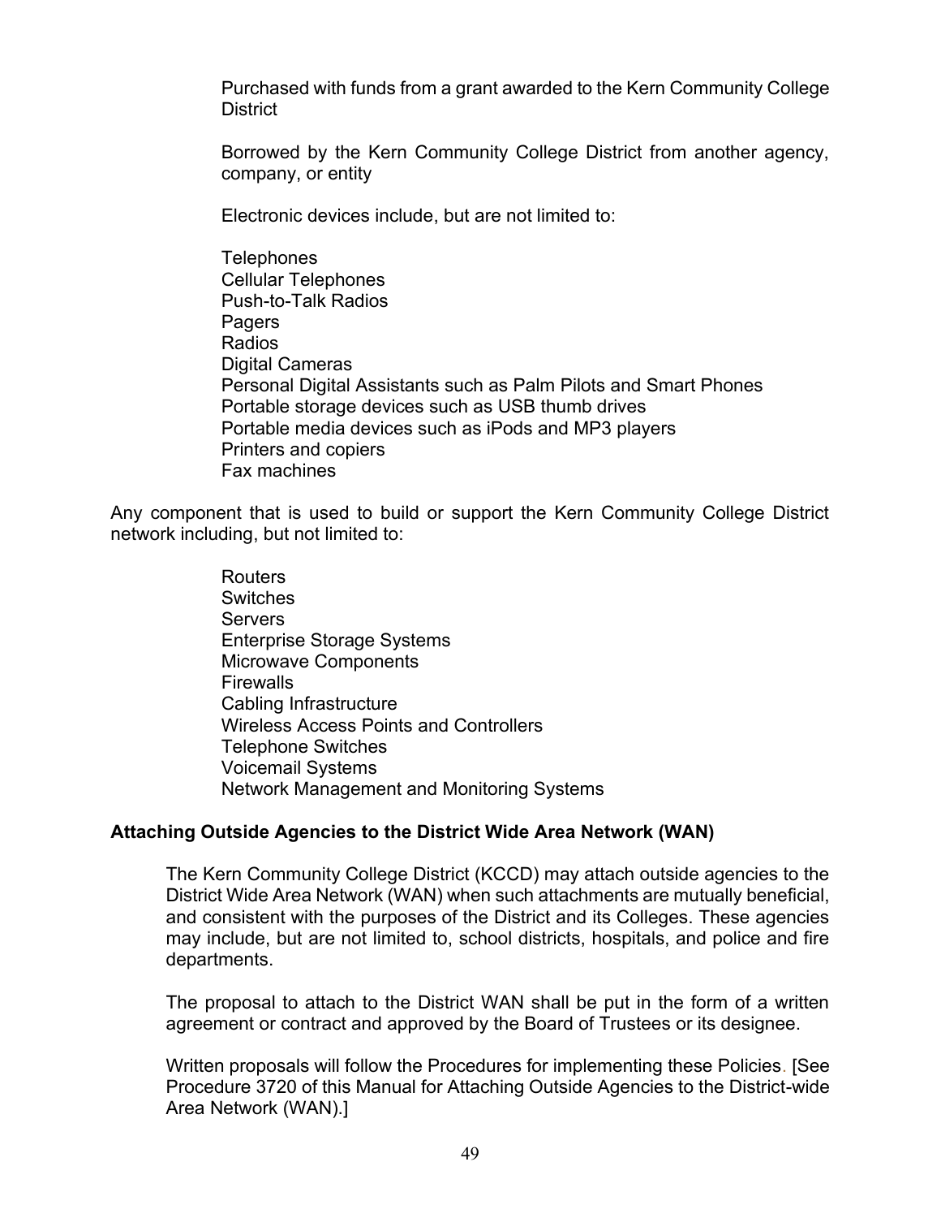Purchased with funds from a grant awarded to the Kern Community College District

Borrowed by the Kern Community College District from another agency, company, or entity

Electronic devices include, but are not limited to:

- Telephones
- Cellular Telephones
- Push-to-Talk Radios
- Pagers
- Radios
- Digital Cameras
- Personal Digital Assistants such as Palm Pilots and Smart Phones
- Portable storage devices such as USB thumb drives
- Portable media devices such as iPods and MP3 players
- Printers and copiers
- Fax machines

Any component that is used to build or support the Kern Community College District network including, but not limited to:

- Routers
- Switches
- Servers
- Enterprise Storage Systems
- Microwave Components
- Firewalls
- Cabling Infrastructure
- Wireless Access Points and Controllers
- Telephone Switches
- Voicemail Systems
- Network Management and Monitoring Systems

**Attaching Outside Agencies to the District Wide Area Network (WAN)**

The Kern Community College District (KCCD) may attach outside agencies to the District Wide Area Network (WAN) when such attachments are mutually beneficial, and consistent with the purposes of the District and its Colleges. These agencies may include, but are not limited to, school districts, hospitals, and police and fire departments.

The proposal to attach to the District WAN shall be put in the form of a written agreement or contract and approved by the Board of Trustees or its designee.

Written proposals will follow the Procedures for implementing these Policies. [See Procedure 3720 of this Manual for Attaching Outside Agencies to the District-wide Area Network (WAN).]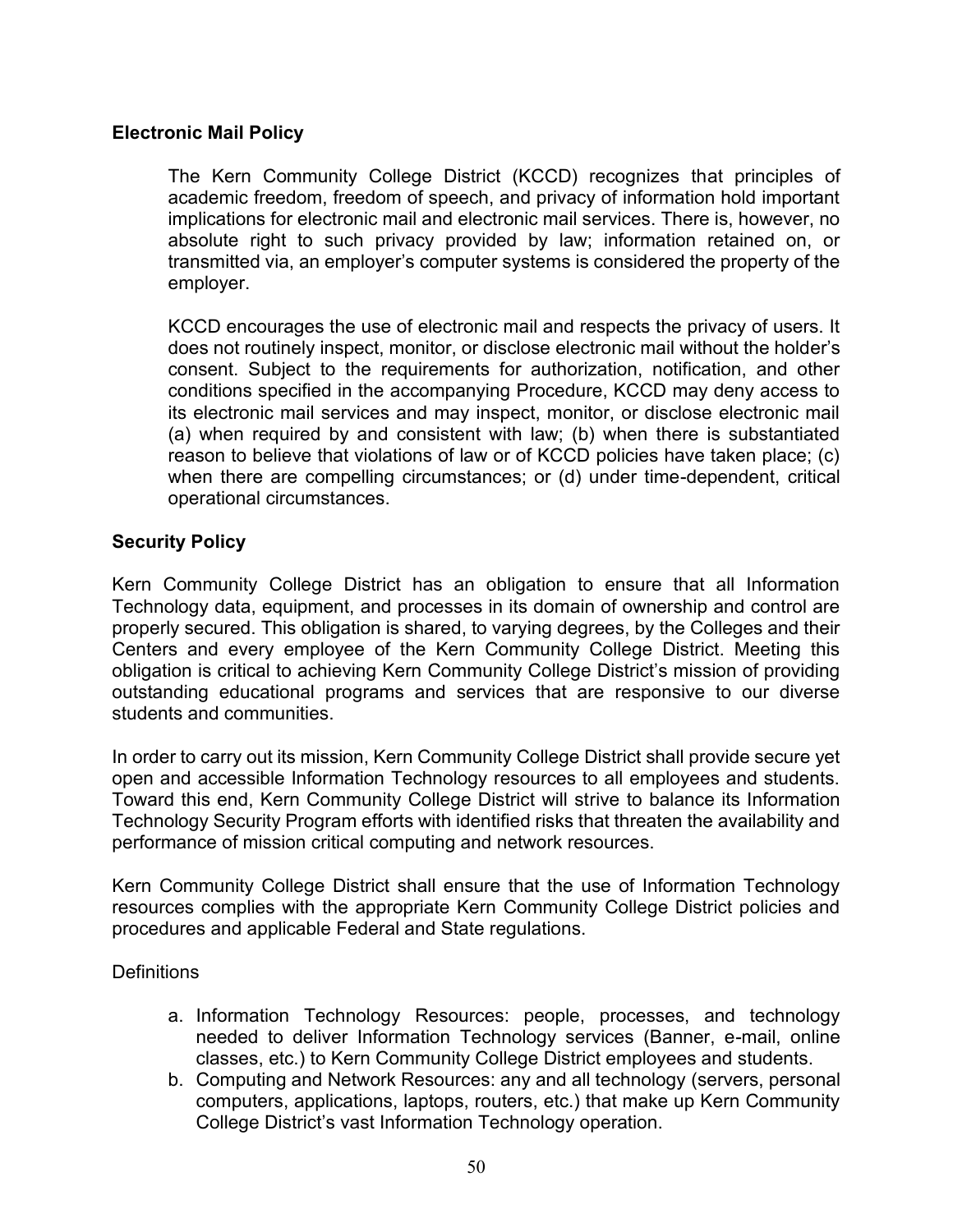## Electronic Mail Policy

The Kern Community College District (KCCD) recognizes that principles of academic freedom, freedom of speech, and privacy of information hold important implications for electronic mail and electronic mail services. There is, however, no absolute right to such privacy provided by law; information retained on, or transmitted via, an employer's computer systems is considered the property of the employer.

KCCD encourages the use of electronic mail and respects the privacy of users. It does not routinely inspect, monitor, or disclose electronic mail without the holder's consent. Subject to the requirements for authorization, notification, and other conditions specified in the accompanying Procedure, KCCD may deny access to its electronic mail services and may inspect, monitor, or disclose electronic mail (a) when required by and consistent with law; (b) when there is substantiated reason to believe that violations of law or of KCCD policies have taken place; (c) when there are compelling circumstances; or (d) under time-dependent, critical operational circumstances.

## Security Policy

Kern Community College District has an obligation to ensure that all Information Technology data, equipment, and processes in its domain of ownership and control are properly secured. This obligation is shared, to varying degrees, by the Colleges and their Centers and every employee of the Kern Community College District. Meeting this obligation is critical to achieving Kern Community College District's mission of providing outstanding educational programs and services that are responsive to our diverse students and communities.

In order to carry out its mission, Kern Community College District shall provide secure yet open and accessible Information Technology resources to all employees and students. Toward this end, Kern Community College District will strive to balance its Information Technology Security Program efforts with identified risks that threaten the availability and performance of mission critical computing and network resources.

Kern Community College District shall ensure that the use of Information Technology resources complies with the appropriate Kern Community College District policies and procedures and applicable Federal and State regulations.

Definitions

a. Information Technology Resources: people, processes, and technology needed to deliver Information Technology services (Banner, e-mail, online classes, etc.) to Kern Community College District employees and students.
b. Computing and Network Resources: any and all technology (servers, personal computers, applications, laptops, routers, etc.) that make up Kern Community College District's vast Information Technology operation.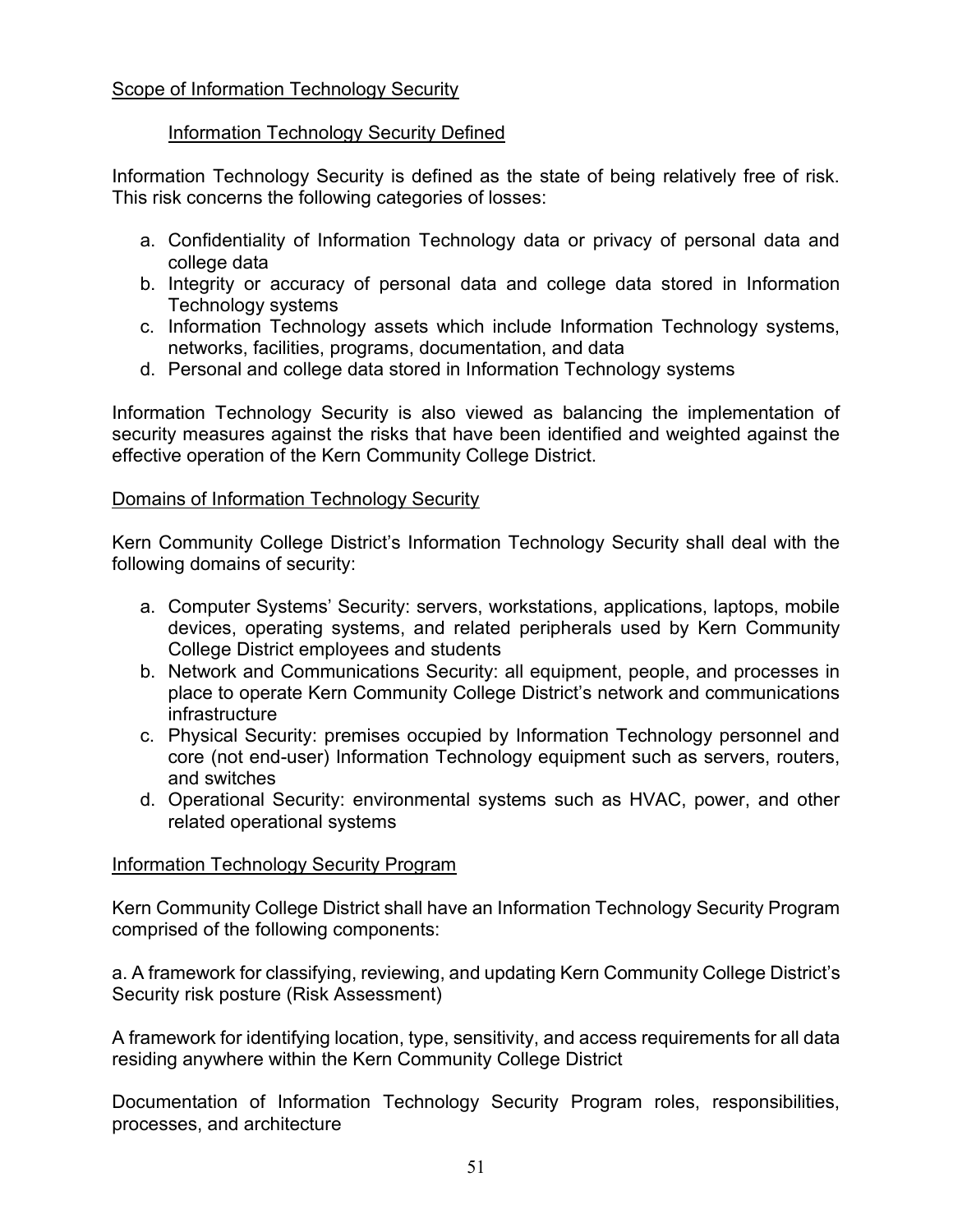## Scope of Information Technology Security

### Information Technology Security Defined

Information Technology Security is defined as the state of being relatively free of risk. This risk concerns the following categories of losses:

a. Confidentiality of Information Technology data or privacy of personal data and college data
b. Integrity or accuracy of personal data and college data stored in Information Technology systems
c. Information Technology assets which include Information Technology systems, networks, facilities, programs, documentation, and data
d. Personal and college data stored in Information Technology systems

Information Technology Security is also viewed as balancing the implementation of security measures against the risks that have been identified and weighted against the effective operation of the Kern Community College District.

## Domains of Information Technology Security

Kern Community College District's Information Technology Security shall deal with the following domains of security:

a. Computer Systems' Security: servers, workstations, applications, laptops, mobile devices, operating systems, and related peripherals used by Kern Community College District employees and students
b. Network and Communications Security: all equipment, people, and processes in place to operate Kern Community College District's network and communications infrastructure
c. Physical Security: premises occupied by Information Technology personnel and core (not end-user) Information Technology equipment such as servers, routers, and switches
d. Operational Security: environmental systems such as HVAC, power, and other related operational systems

## Information Technology Security Program

Kern Community College District shall have an Information Technology Security Program comprised of the following components:

a. A framework for classifying, reviewing, and updating Kern Community College District's Security risk posture (Risk Assessment)

A framework for identifying location, type, sensitivity, and access requirements for all data residing anywhere within the Kern Community College District

Documentation of Information Technology Security Program roles, responsibilities, processes, and architecture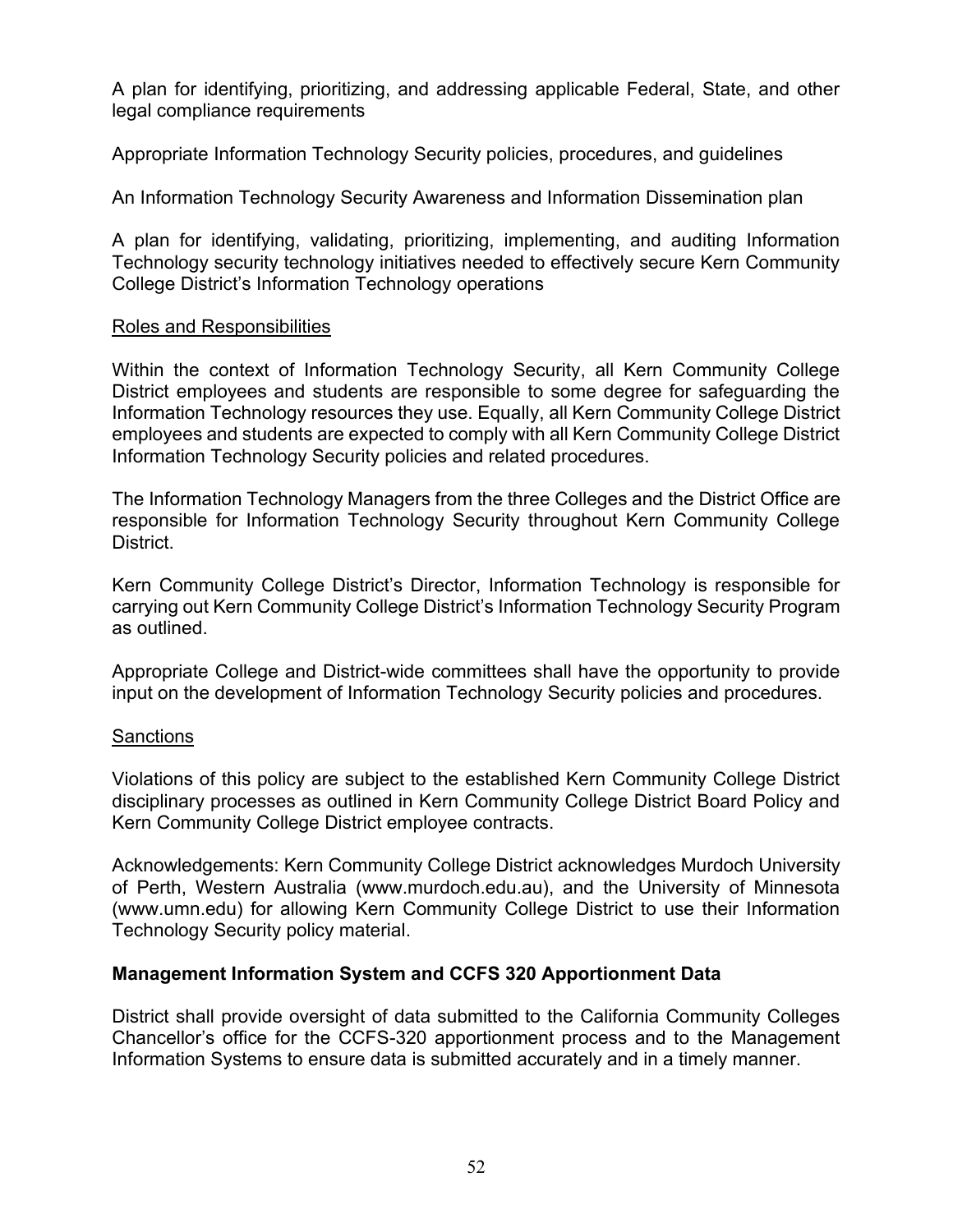A plan for identifying, prioritizing, and addressing applicable Federal, State, and other legal compliance requirements

Appropriate Information Technology Security policies, procedures, and guidelines

An Information Technology Security Awareness and Information Dissemination plan

A plan for identifying, validating, prioritizing, implementing, and auditing Information Technology security technology initiatives needed to effectively secure Kern Community College District's Information Technology operations

<u>Roles and Responsibilities</u>

Within the context of Information Technology Security, all Kern Community College District employees and students are responsible to some degree for safeguarding the Information Technology resources they use. Equally, all Kern Community College District employees and students are expected to comply with all Kern Community College District Information Technology Security policies and related procedures.

The Information Technology Managers from the three Colleges and the District Office are responsible for Information Technology Security throughout Kern Community College District.

Kern Community College District's Director, Information Technology is responsible for carrying out Kern Community College District's Information Technology Security Program as outlined.

Appropriate College and District-wide committees shall have the opportunity to provide input on the development of Information Technology Security policies and procedures.

<u>Sanctions</u>

Violations of this policy are subject to the established Kern Community College District disciplinary processes as outlined in Kern Community College District Board Policy and Kern Community College District employee contracts.

Acknowledgements: Kern Community College District acknowledges Murdoch University of Perth, Western Australia (www.murdoch.edu.au), and the University of Minnesota (www.umn.edu) for allowing Kern Community College District to use their Information Technology Security policy material.

**Management Information System and CCFS 320 Apportionment Data**

District shall provide oversight of data submitted to the California Community Colleges Chancellor's office for the CCFS-320 apportionment process and to the Management Information Systems to ensure data is submitted accurately and in a timely manner.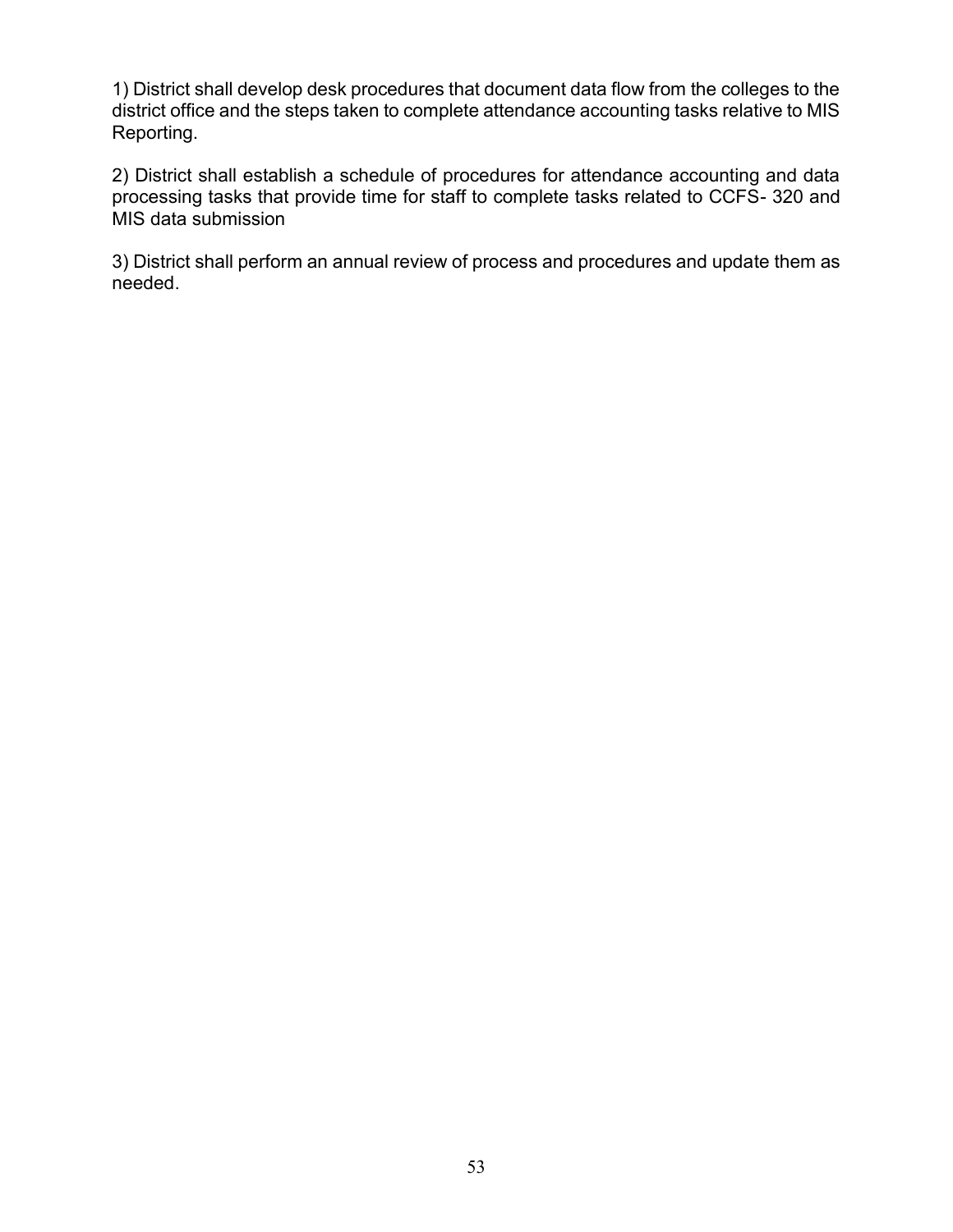1) District shall develop desk procedures that document data flow from the colleges to the district office and the steps taken to complete attendance accounting tasks relative to MIS Reporting.

2) District shall establish a schedule of procedures for attendance accounting and data processing tasks that provide time for staff to complete tasks related to CCFS- 320 and MIS data submission

3) District shall perform an annual review of process and procedures and update them as needed.